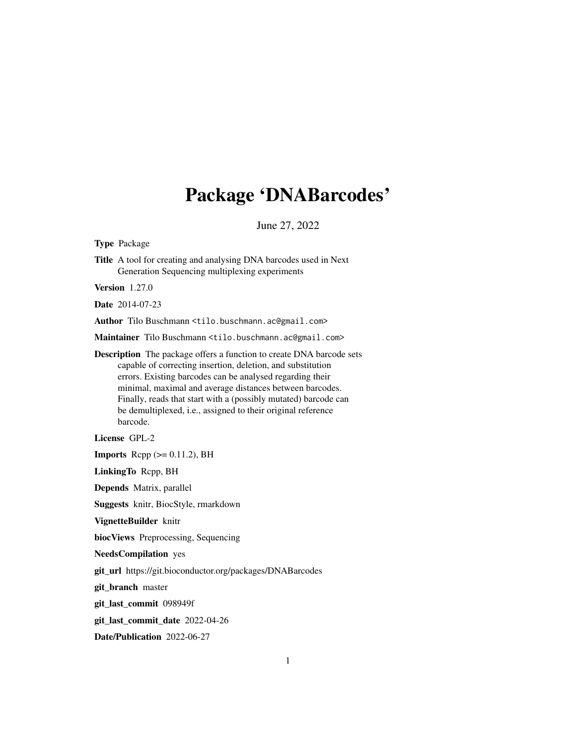# Package 'DNABarcodes'

June 27, 2022

**Type** Package

**Title** A tool for creating and analysing DNA barcodes used in Next Generation Sequencing multiplexing experiments

**Version** 1.27.0

**Date** 2014-07-23

**Author** Tilo Buschmann <tilo.buschmann.ac@gmail.com>

**Maintainer** Tilo Buschmann <tilo.buschmann.ac@gmail.com>

**Description** The package offers a function to create DNA barcode sets capable of correcting insertion, deletion, and substitution errors. Existing barcodes can be analysed regarding their minimal, maximal and average distances between barcodes. Finally, reads that start with a (possibly mutated) barcode can be demultiplexed, i.e., assigned to their original reference barcode.

**License** GPL-2

**Imports** Rcpp (>= 0.11.2), BH

**LinkingTo** Rcpp, BH

**Depends** Matrix, parallel

**Suggests** knitr, BiocStyle, rmarkdown

**VignetteBuilder** knitr

**biocViews** Preprocessing, Sequencing

**NeedsCompilation** yes

**git_url** https://git.bioconductor.org/packages/DNABarcodes

**git_branch** master

**git_last_commit** 098949f

**git_last_commit_date** 2022-04-26

**Date/Publication** 2022-06-27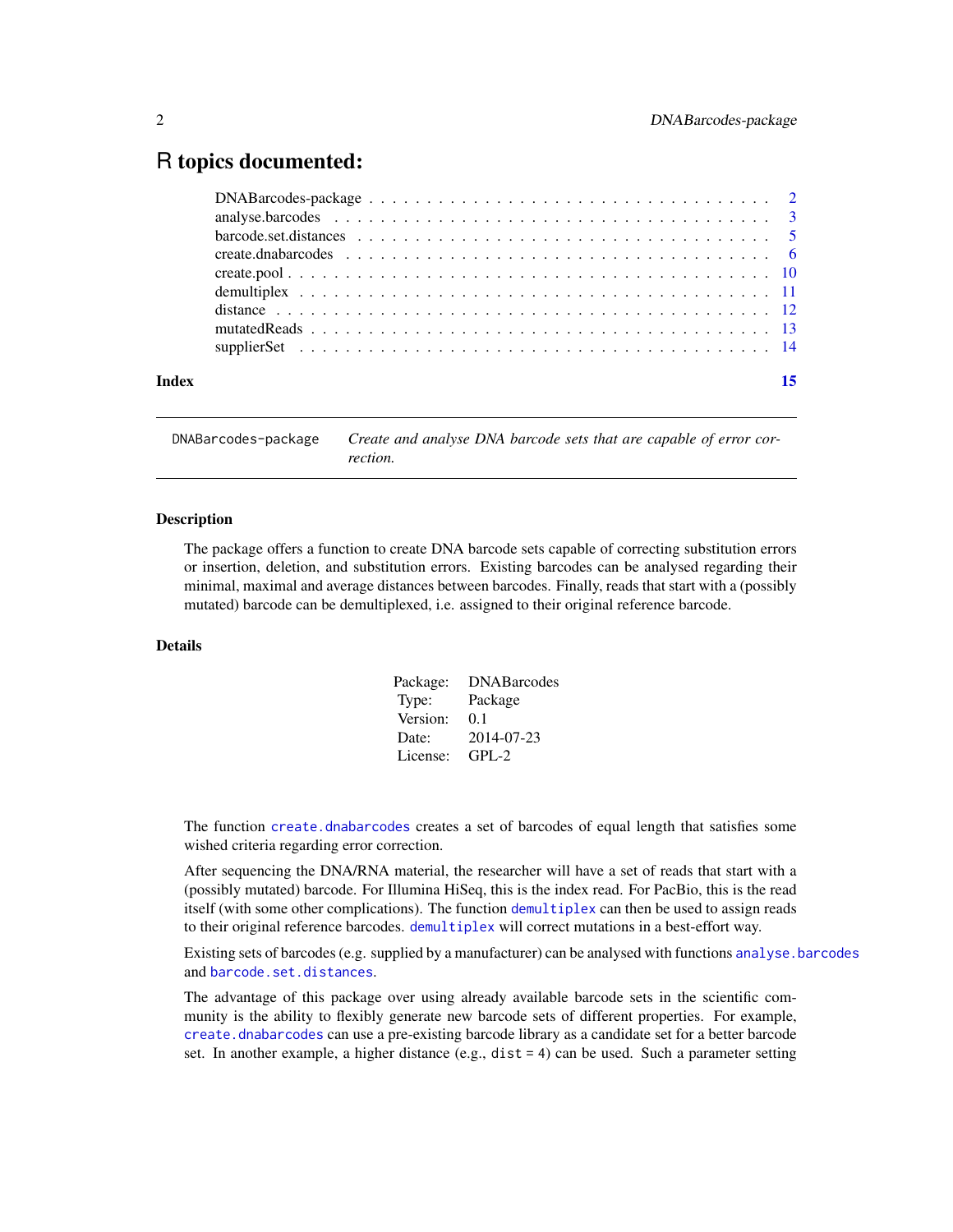# R topics documented:

- DNABarcodes-package . . . 2
- analyse.barcodes . . . 3
- barcode.set.distances . . . 5
- create.dnabarcodes . . . 6
- create.pool . . . 10
- demultiplex . . . 11
- distance . . . 12
- mutatedReads . . . 13
- supplierSet . . . 14

**Index** . . . 15

---

`DNABarcodes-package` *Create and analyse DNA barcode sets that are capable of error correction.*

---

### Description

The package offers a function to create DNA barcode sets capable of correcting substitution errors or insertion, deletion, and substitution errors. Existing barcodes can be analysed regarding their minimal, maximal and average distances between barcodes. Finally, reads that start with a (possibly mutated) barcode can be demultiplexed, i.e. assigned to their original reference barcode.

### Details

| | |
|---|---|
| Package: | DNABarcodes |
| Type: | Package |
| Version: | 0.1 |
| Date: | 2014-07-23 |
| License: | GPL-2 |

The function `create.dnabarcodes` creates a set of barcodes of equal length that satisfies some wished criteria regarding error correction.

After sequencing the DNA/RNA material, the researcher will have a set of reads that start with a (possibly mutated) barcode. For Illumina HiSeq, this is the index read. For PacBio, this is the read itself (with some other complications). The function `demultiplex` can then be used to assign reads to their original reference barcodes. `demultiplex` will correct mutations in a best-effort way.

Existing sets of barcodes (e.g. supplied by a manufacturer) can be analysed with functions `analyse.barcodes` and `barcode.set.distances`.

The advantage of this package over using already available barcode sets in the scientific community is the ability to flexibly generate new barcode sets of different properties. For example, `create.dnabarcodes` can use a pre-existing barcode library as a candidate set for a better barcode set. In another example, a higher distance (e.g., `dist = 4`) can be used. Such a parameter setting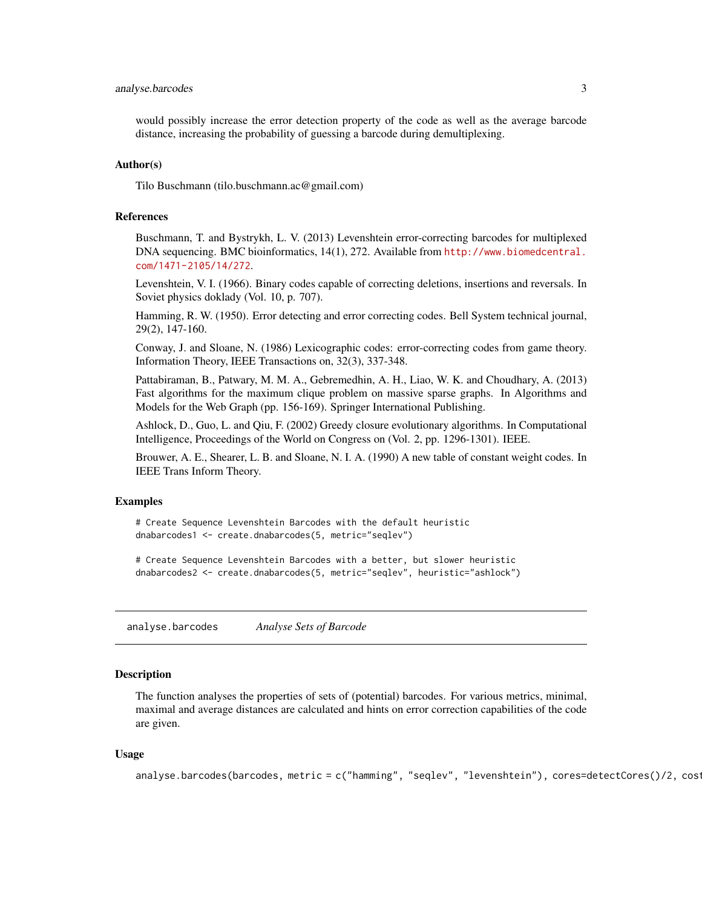would possibly increase the error detection property of the code as well as the average barcode distance, increasing the probability of guessing a barcode during demultiplexing.

### Author(s)

Tilo Buschmann (tilo.buschmann.ac@gmail.com)

### References

Buschmann, T. and Bystrykh, L. V. (2013) Levenshtein error-correcting barcodes for multiplexed DNA sequencing. BMC bioinformatics, 14(1), 272. Available from http://www.biomedcentral.com/1471-2105/14/272.

Levenshtein, V. I. (1966). Binary codes capable of correcting deletions, insertions and reversals. In Soviet physics doklady (Vol. 10, p. 707).

Hamming, R. W. (1950). Error detecting and error correcting codes. Bell System technical journal, 29(2), 147-160.

Conway, J. and Sloane, N. (1986) Lexicographic codes: error-correcting codes from game theory. Information Theory, IEEE Transactions on, 32(3), 337-348.

Pattabiraman, B., Patwary, M. M. A., Gebremedhin, A. H., Liao, W. K. and Choudhary, A. (2013) Fast algorithms for the maximum clique problem on massive sparse graphs. In Algorithms and Models for the Web Graph (pp. 156-169). Springer International Publishing.

Ashlock, D., Guo, L. and Qiu, F. (2002) Greedy closure evolutionary algorithms. In Computational Intelligence, Proceedings of the World on Congress on (Vol. 2, pp. 1296-1301). IEEE.

Brouwer, A. E., Shearer, L. B. and Sloane, N. I. A. (1990) A new table of constant weight codes. In IEEE Trans Inform Theory.

### Examples

```
# Create Sequence Levenshtein Barcodes with the default heuristic
dnabarcodes1 <- create.dnabarcodes(5, metric="seqlev")

# Create Sequence Levenshtein Barcodes with a better, but slower heuristic
dnabarcodes2 <- create.dnabarcodes(5, metric="seqlev", heuristic="ashlock")
```

---

## analyse.barcodes *Analyse Sets of Barcode*

### Description

The function analyses the properties of sets of (potential) barcodes. For various metrics, minimal, maximal and average distances are calculated and hints on error correction capabilities of the code are given.

### Usage

```
analyse.barcodes(barcodes, metric = c("hamming", "seqlev", "levenshtein"), cores=detectCores()/2, cost
```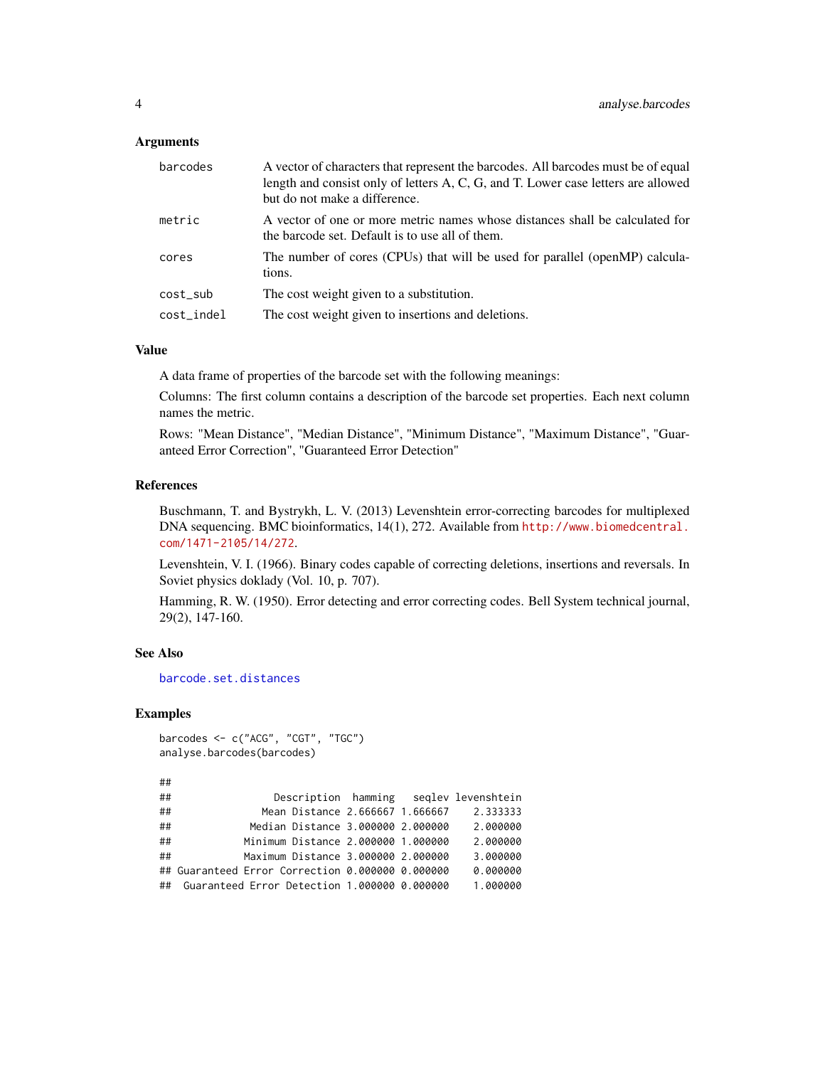### Arguments

| | |
|---|---|
| barcodes | A vector of characters that represent the barcodes. All barcodes must be of equal length and consist only of letters A, C, G, and T. Lower case letters are allowed but do not make a difference. |
| metric | A vector of one or more metric names whose distances shall be calculated for the barcode set. Default is to use all of them. |
| cores | The number of cores (CPUs) that will be used for parallel (openMP) calculations. |
| cost_sub | The cost weight given to a substitution. |
| cost_indel | The cost weight given to insertions and deletions. |

### Value

A data frame of properties of the barcode set with the following meanings:

Columns: The first column contains a description of the barcode set properties. Each next column names the metric.

Rows: "Mean Distance", "Median Distance", "Minimum Distance", "Maximum Distance", "Guaranteed Error Correction", "Guaranteed Error Detection"

### References

Buschmann, T. and Bystrykh, L. V. (2013) Levenshtein error-correcting barcodes for multiplexed DNA sequencing. BMC bioinformatics, 14(1), 272. Available from http://www.biomedcentral.com/1471-2105/14/272.

Levenshtein, V. I. (1966). Binary codes capable of correcting deletions, insertions and reversals. In Soviet physics doklady (Vol. 10, p. 707).

Hamming, R. W. (1950). Error detecting and error correcting codes. Bell System technical journal, 29(2), 147-160.

### See Also

barcode.set.distances

### Examples

```
barcodes <- c("ACG", "CGT", "TGC")
analyse.barcodes(barcodes)

##
##                 Description  hamming   seqlev levenshtein
##               Mean Distance 2.666667 1.666667    2.333333
##             Median Distance 3.000000 2.000000    2.000000
##            Minimum Distance 2.000000 1.000000    2.000000
##            Maximum Distance 3.000000 2.000000    3.000000
## Guaranteed Error Correction 0.000000 0.000000    0.000000
##  Guaranteed Error Detection 1.000000 0.000000    1.000000
```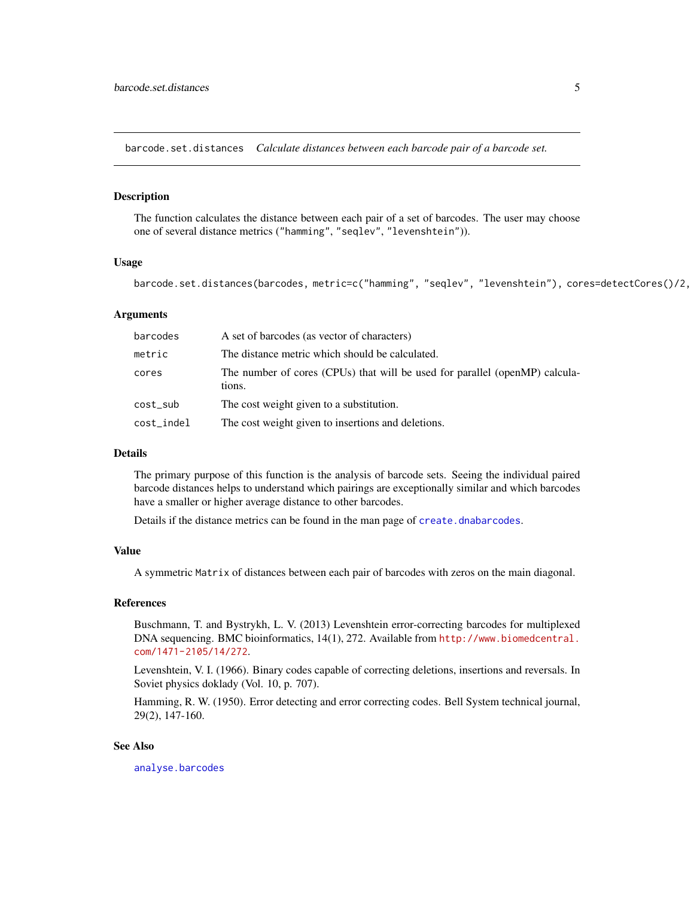## barcode.set.distances *Calculate distances between each barcode pair of a barcode set.*

### Description

The function calculates the distance between each pair of a set of barcodes. The user may choose one of several distance metrics ("hamming", "seqlev", "levenshtein")).

### Usage

```
barcode.set.distances(barcodes, metric=c("hamming", "seqlev", "levenshtein"), cores=detectCores()/2,
```

### Arguments

| | |
|---|---|
| barcodes | A set of barcodes (as vector of characters) |
| metric | The distance metric which should be calculated. |
| cores | The number of cores (CPUs) that will be used for parallel (openMP) calculations. |
| cost_sub | The cost weight given to a substitution. |
| cost_indel | The cost weight given to insertions and deletions. |

### Details

The primary purpose of this function is the analysis of barcode sets. Seeing the individual paired barcode distances helps to understand which pairings are exceptionally similar and which barcodes have a smaller or higher average distance to other barcodes.

Details if the distance metrics can be found in the man page of `create.dnabarcodes`.

### Value

A symmetric `Matrix` of distances between each pair of barcodes with zeros on the main diagonal.

### References

Buschmann, T. and Bystrykh, L. V. (2013) Levenshtein error-correcting barcodes for multiplexed DNA sequencing. BMC bioinformatics, 14(1), 272. Available from http://www.biomedcentral.com/1471-2105/14/272.

Levenshtein, V. I. (1966). Binary codes capable of correcting deletions, insertions and reversals. In Soviet physics doklady (Vol. 10, p. 707).

Hamming, R. W. (1950). Error detecting and error correcting codes. Bell System technical journal, 29(2), 147-160.

### See Also

`analyse.barcodes`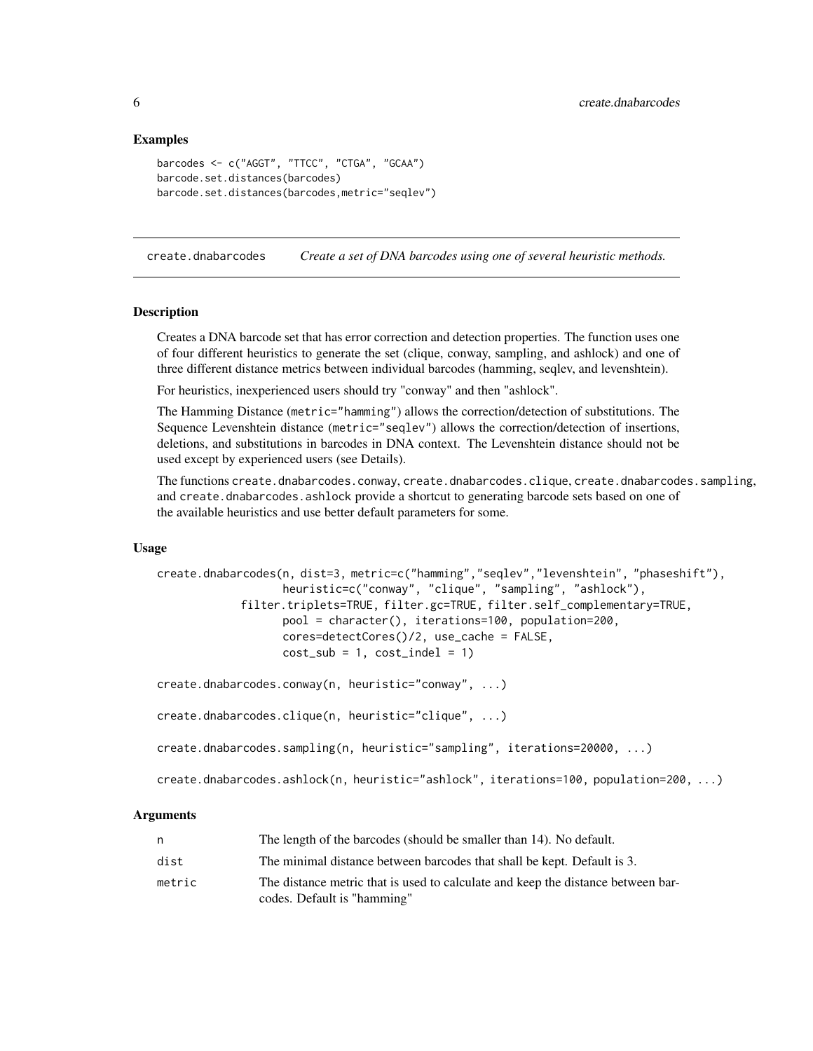## Examples

```
barcodes <- c("AGGT", "TTCC", "CTGA", "GCAA")
barcode.set.distances(barcodes)
barcode.set.distances(barcodes,metric="seqlev")
```

---

# create.dnabarcodes *Create a set of DNA barcodes using one of several heuristic methods.*

---

## Description

Creates a DNA barcode set that has error correction and detection properties. The function uses one of four different heuristics to generate the set (clique, conway, sampling, and ashlock) and one of three different distance metrics between individual barcodes (hamming, seqlev, and levenshtein).

For heuristics, inexperienced users should try "conway" and then "ashlock".

The Hamming Distance (`metric="hamming"`) allows the correction/detection of substitutions. The Sequence Levenshtein distance (`metric="seqlev"`) allows the correction/detection of insertions, deletions, and substitutions in barcodes in DNA context. The Levenshtein distance should not be used except by experienced users (see Details).

The functions `create.dnabarcodes.conway`, `create.dnabarcodes.clique`, `create.dnabarcodes.sampling`, and `create.dnabarcodes.ashlock` provide a shortcut to generating barcode sets based on one of the available heuristics and use better default parameters for some.

## Usage

```
create.dnabarcodes(n, dist=3, metric=c("hamming","seqlev","levenshtein", "phaseshift"),
                   heuristic=c("conway", "clique", "sampling", "ashlock"),
              filter.triplets=TRUE, filter.gc=TRUE, filter.self_complementary=TRUE,
                   pool = character(), iterations=100, population=200,
                   cores=detectCores()/2, use_cache = FALSE,
                   cost_sub = 1, cost_indel = 1)

create.dnabarcodes.conway(n, heuristic="conway", ...)

create.dnabarcodes.clique(n, heuristic="clique", ...)

create.dnabarcodes.sampling(n, heuristic="sampling", iterations=20000, ...)

create.dnabarcodes.ashlock(n, heuristic="ashlock", iterations=100, population=200, ...)
```

## Arguments

| | |
|---|---|
| `n` | The length of the barcodes (should be smaller than 14). No default. |
| `dist` | The minimal distance between barcodes that shall be kept. Default is 3. |
| `metric` | The distance metric that is used to calculate and keep the distance between barcodes. Default is "hamming" |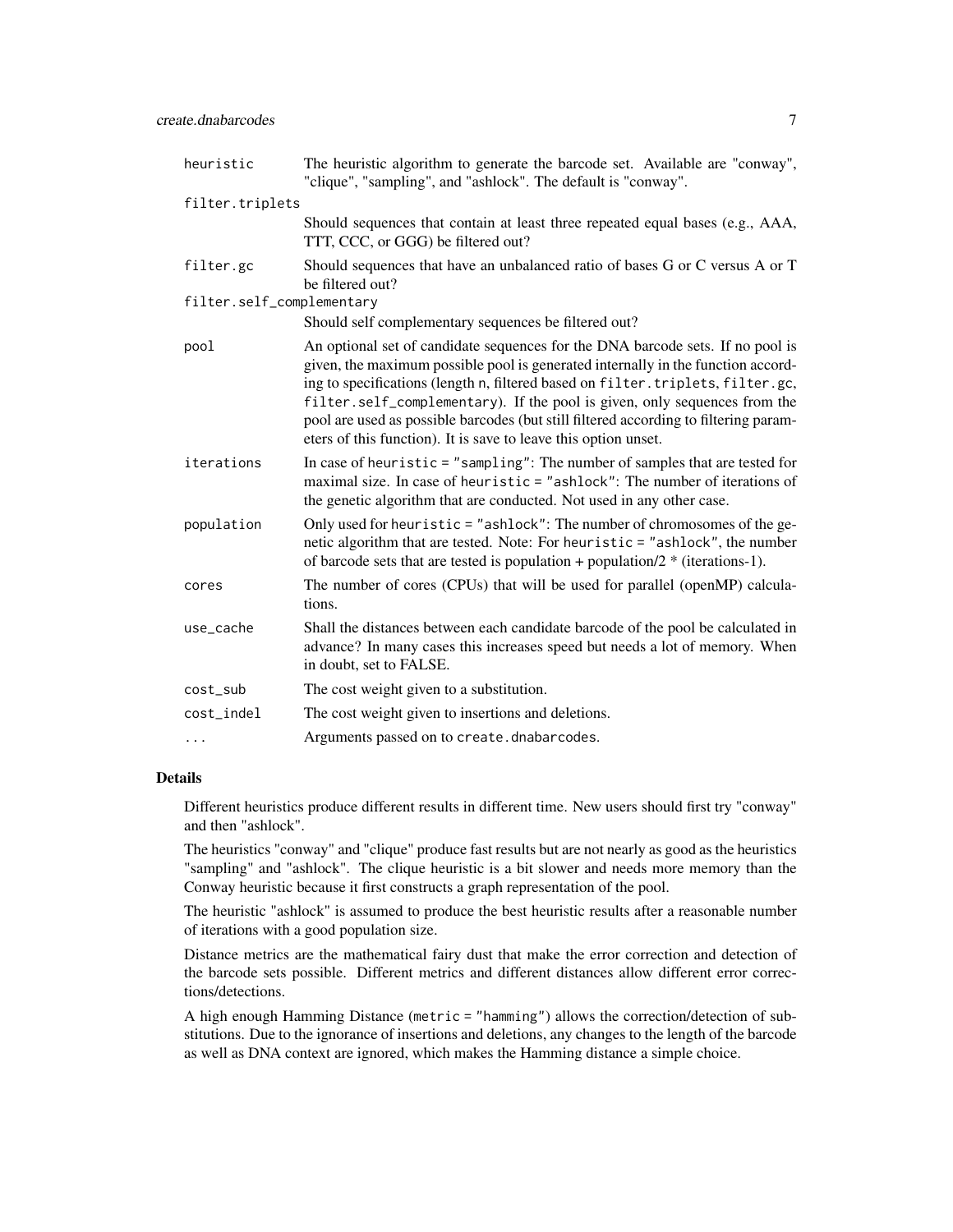| | |
|---|---|
| `heuristic` | The heuristic algorithm to generate the barcode set. Available are "conway", "clique", "sampling", and "ashlock". The default is "conway". |
| `filter.triplets` | Should sequences that contain at least three repeated equal bases (e.g., AAA, TTT, CCC, or GGG) be filtered out? |
| `filter.gc` | Should sequences that have an unbalanced ratio of bases G or C versus A or T be filtered out? |
| `filter.self_complementary` | Should self complementary sequences be filtered out? |
| `pool` | An optional set of candidate sequences for the DNA barcode sets. If no pool is given, the maximum possible pool is generated internally in the function according to specifications (length `n`, filtered based on `filter.triplets`, `filter.gc`, `filter.self_complementary`). If the pool is given, only sequences from the pool are used as possible barcodes (but still filtered according to filtering parameters of this function). It is save to leave this option unset. |
| `iterations` | In case of `heuristic = "sampling"`: The number of samples that are tested for maximal size. In case of `heuristic = "ashlock"`: The number of iterations of the genetic algorithm that are conducted. Not used in any other case. |
| `population` | Only used for `heuristic = "ashlock"`: The number of chromosomes of the genetic algorithm that are tested. Note: For `heuristic = "ashlock"`, the number of barcode sets that are tested is population + population/2 * (iterations-1). |
| `cores` | The number of cores (CPUs) that will be used for parallel (openMP) calculations. |
| `use_cache` | Shall the distances between each candidate barcode of the pool be calculated in advance? In many cases this increases speed but needs a lot of memory. When in doubt, set to FALSE. |
| `cost_sub` | The cost weight given to a substitution. |
| `cost_indel` | The cost weight given to insertions and deletions. |
| `...` | Arguments passed on to `create.dnabarcodes`. |

### Details

Different heuristics produce different results in different time. New users should first try "conway" and then "ashlock".

The heuristics "conway" and "clique" produce fast results but are not nearly as good as the heuristics "sampling" and "ashlock". The clique heuristic is a bit slower and needs more memory than the Conway heuristic because it first constructs a graph representation of the pool.

The heuristic "ashlock" is assumed to produce the best heuristic results after a reasonable number of iterations with a good population size.

Distance metrics are the mathematical fairy dust that make the error correction and detection of the barcode sets possible. Different metrics and different distances allow different error corrections/detections.

A high enough Hamming Distance (`metric = "hamming"`) allows the correction/detection of substitutions. Due to the ignorance of insertions and deletions, any changes to the length of the barcode as well as DNA context are ignored, which makes the Hamming distance a simple choice.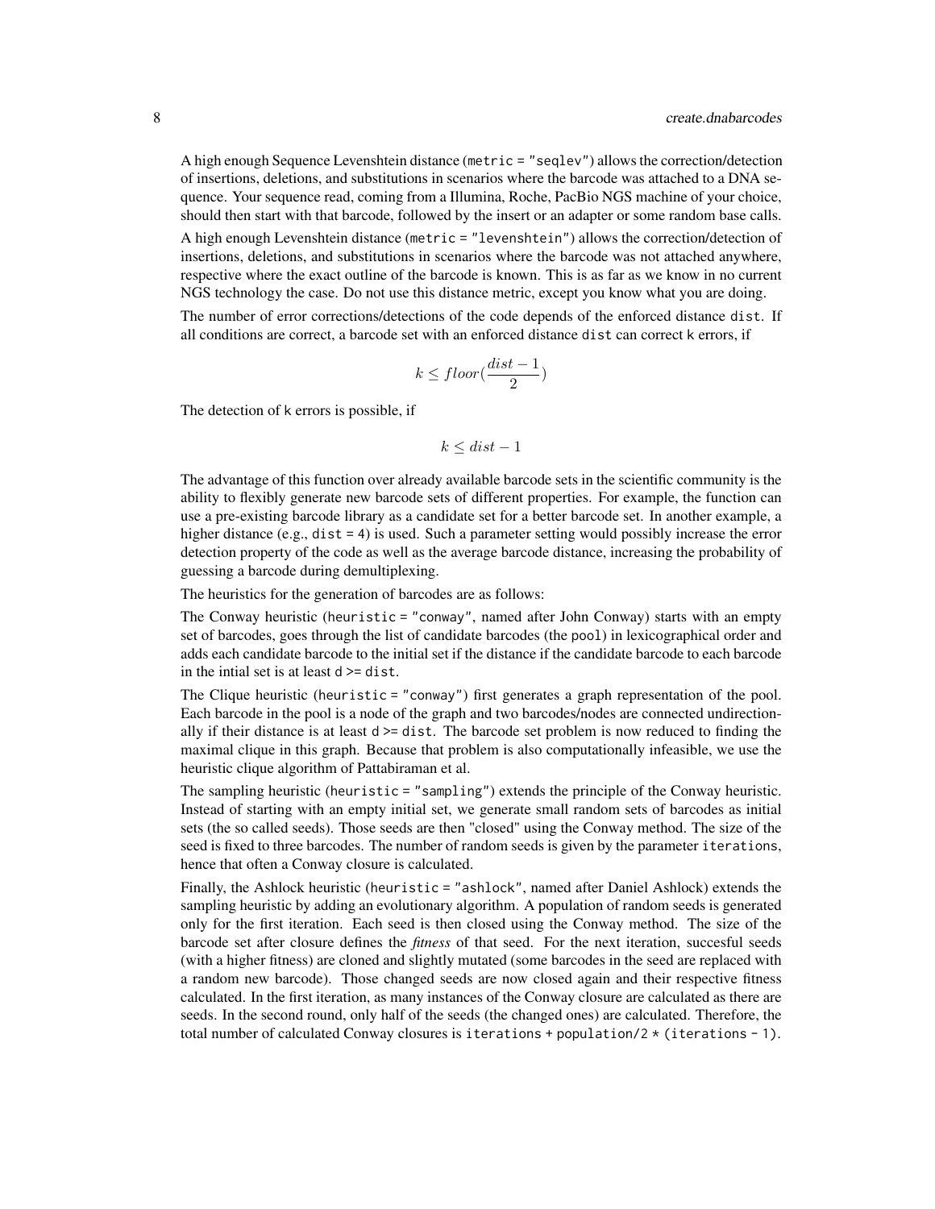A high enough Sequence Levenshtein distance (`metric = "seqlev"`) allows the correction/detection of insertions, deletions, and substitutions in scenarios where the barcode was attached to a DNA sequence. Your sequence read, coming from a Illumina, Roche, PacBio NGS machine of your choice, should then start with that barcode, followed by the insert or an adapter or some random base calls.

A high enough Levenshtein distance (`metric = "levenshtein"`) allows the correction/detection of insertions, deletions, and substitutions in scenarios where the barcode was not attached anywhere, respective where the exact outline of the barcode is known. This is as far as we know in no current NGS technology the case. Do not use this distance metric, except you know what you are doing.

The number of error corrections/detections of the code depends of the enforced distance `dist`. If all conditions are correct, a barcode set with an enforced distance `dist` can correct `k` errors, if

$$k \leq floor(\frac{dist - 1}{2})$$

The detection of `k` errors is possible, if

$$k \leq dist - 1$$

The advantage of this function over already available barcode sets in the scientific community is the ability to flexibly generate new barcode sets of different properties. For example, the function can use a pre-existing barcode library as a candidate set for a better barcode set. In another example, a higher distance (e.g., `dist = 4`) is used. Such a parameter setting would possibly increase the error detection property of the code as well as the average barcode distance, increasing the probability of guessing a barcode during demultiplexing.

The heuristics for the generation of barcodes are as follows:

The Conway heuristic (`heuristic = "conway"`, named after John Conway) starts with an empty set of barcodes, goes through the list of candidate barcodes (the `pool`) in lexicographical order and adds each candidate barcode to the initial set if the distance if the candidate barcode to each barcode in the intial set is at least `d >= dist`.

The Clique heuristic (`heuristic = "conway"`) first generates a graph representation of the pool. Each barcode in the pool is a node of the graph and two barcodes/nodes are connected undirectionally if their distance is at least `d >= dist`. The barcode set problem is now reduced to finding the maximal clique in this graph. Because that problem is also computationally infeasible, we use the heuristic clique algorithm of Pattabiraman et al.

The sampling heuristic (`heuristic = "sampling"`) extends the principle of the Conway heuristic. Instead of starting with an empty initial set, we generate small random sets of barcodes as initial sets (the so called seeds). Those seeds are then "closed" using the Conway method. The size of the seed is fixed to three barcodes. The number of random seeds is given by the parameter `iterations`, hence that often a Conway closure is calculated.

Finally, the Ashlock heuristic (`heuristic = "ashlock"`, named after Daniel Ashlock) extends the sampling heuristic by adding an evolutionary algorithm. A population of random seeds is generated only for the first iteration. Each seed is then closed using the Conway method. The size of the barcode set after closure defines the *fitness* of that seed. For the next iteration, succesful seeds (with a higher fitness) are cloned and slightly mutated (some barcodes in the seed are replaced with a random new barcode). Those changed seeds are now closed again and their respective fitness calculated. In the first iteration, as many instances of the Conway closure are calculated as there are seeds. In the second round, only half of the seeds (the changed ones) are calculated. Therefore, the total number of calculated Conway closures is `iterations + population/2 * (iterations - 1)`.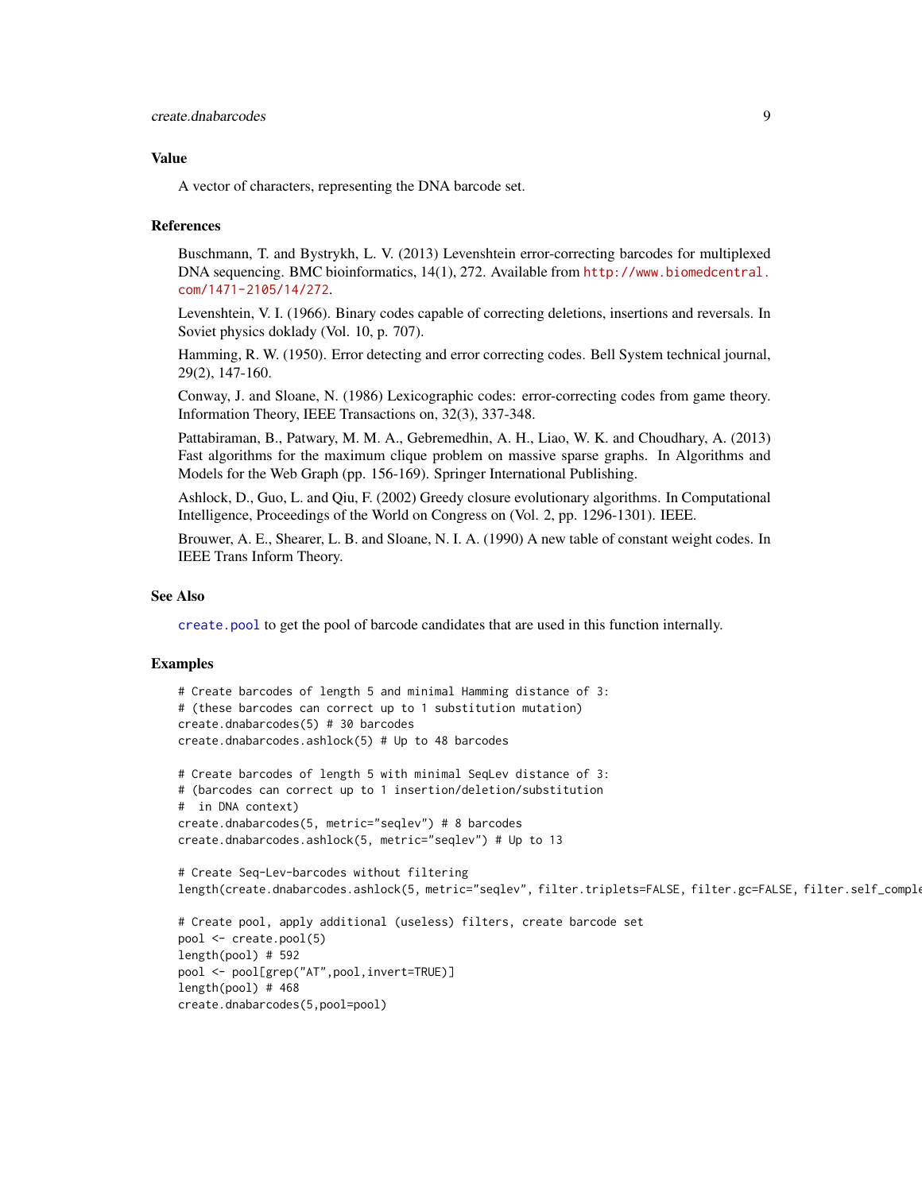## Value

A vector of characters, representing the DNA barcode set.

## References

Buschmann, T. and Bystrykh, L. V. (2013) Levenshtein error-correcting barcodes for multiplexed DNA sequencing. BMC bioinformatics, 14(1), 272. Available from http://www.biomedcentral.com/1471-2105/14/272.

Levenshtein, V. I. (1966). Binary codes capable of correcting deletions, insertions and reversals. In Soviet physics doklady (Vol. 10, p. 707).

Hamming, R. W. (1950). Error detecting and error correcting codes. Bell System technical journal, 29(2), 147-160.

Conway, J. and Sloane, N. (1986) Lexicographic codes: error-correcting codes from game theory. Information Theory, IEEE Transactions on, 32(3), 337-348.

Pattabiraman, B., Patwary, M. M. A., Gebremedhin, A. H., Liao, W. K. and Choudhary, A. (2013) Fast algorithms for the maximum clique problem on massive sparse graphs. In Algorithms and Models for the Web Graph (pp. 156-169). Springer International Publishing.

Ashlock, D., Guo, L. and Qiu, F. (2002) Greedy closure evolutionary algorithms. In Computational Intelligence, Proceedings of the World on Congress on (Vol. 2, pp. 1296-1301). IEEE.

Brouwer, A. E., Shearer, L. B. and Sloane, N. I. A. (1990) A new table of constant weight codes. In IEEE Trans Inform Theory.

## See Also

create.pool to get the pool of barcode candidates that are used in this function internally.

## Examples

```
# Create barcodes of length 5 and minimal Hamming distance of 3:
# (these barcodes can correct up to 1 substitution mutation)
create.dnabarcodes(5) # 30 barcodes
create.dnabarcodes.ashlock(5) # Up to 48 barcodes

# Create barcodes of length 5 with minimal SeqLev distance of 3:
# (barcodes can correct up to 1 insertion/deletion/substitution
#  in DNA context)
create.dnabarcodes(5, metric="seqlev") # 8 barcodes
create.dnabarcodes.ashlock(5, metric="seqlev") # Up to 13

# Create Seq-Lev-barcodes without filtering
length(create.dnabarcodes.ashlock(5, metric="seqlev", filter.triplets=FALSE, filter.gc=FALSE, filter.self_comple

# Create pool, apply additional (useless) filters, create barcode set
pool <- create.pool(5)
length(pool) # 592
pool <- pool[grep("AT",pool,invert=TRUE)]
length(pool) # 468
create.dnabarcodes(5,pool=pool)
```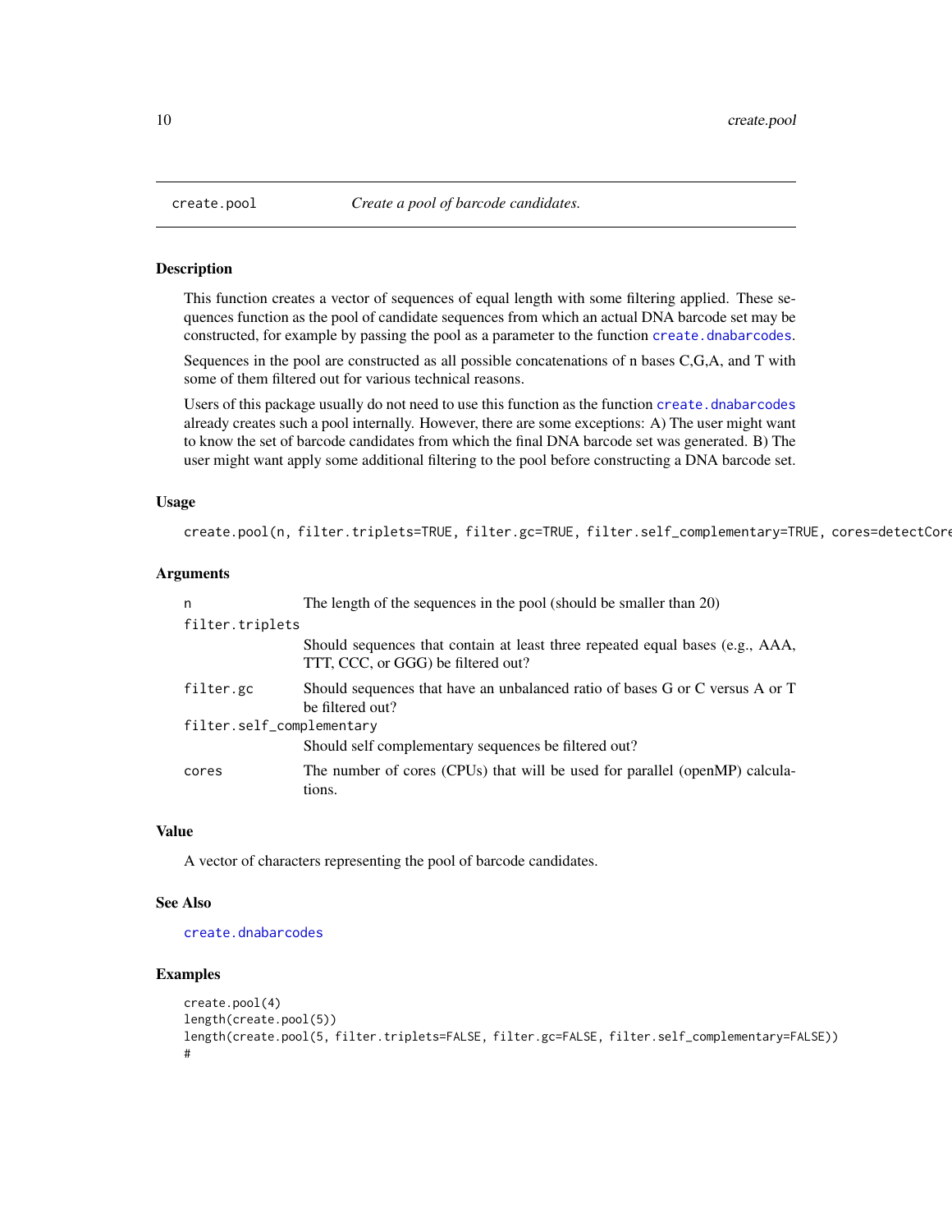## create.pool — *Create a pool of barcode candidates.*

### Description

This function creates a vector of sequences of equal length with some filtering applied. These sequences function as the pool of candidate sequences from which an actual DNA barcode set may be constructed, for example by passing the pool as a parameter to the function `create.dnabarcodes`.

Sequences in the pool are constructed as all possible concatenations of n bases C,G,A, and T with some of them filtered out for various technical reasons.

Users of this package usually do not need to use this function as the function `create.dnabarcodes` already creates such a pool internally. However, there are some exceptions: A) The user might want to know the set of barcode candidates from which the final DNA barcode set was generated. B) The user might want apply some additional filtering to the pool before constructing a DNA barcode set.

### Usage

```
create.pool(n, filter.triplets=TRUE, filter.gc=TRUE, filter.self_complementary=TRUE, cores=detectCore
```

### Arguments

| | |
|---|---|
| `n` | The length of the sequences in the pool (should be smaller than 20) |
| `filter.triplets` | Should sequences that contain at least three repeated equal bases (e.g., AAA, TTT, CCC, or GGG) be filtered out? |
| `filter.gc` | Should sequences that have an unbalanced ratio of bases G or C versus A or T be filtered out? |
| `filter.self_complementary` | Should self complementary sequences be filtered out? |
| `cores` | The number of cores (CPUs) that will be used for parallel (openMP) calculations. |

### Value

A vector of characters representing the pool of barcode candidates.

### See Also

`create.dnabarcodes`

### Examples

```
create.pool(4)
length(create.pool(5))
length(create.pool(5, filter.triplets=FALSE, filter.gc=FALSE, filter.self_complementary=FALSE))
#
```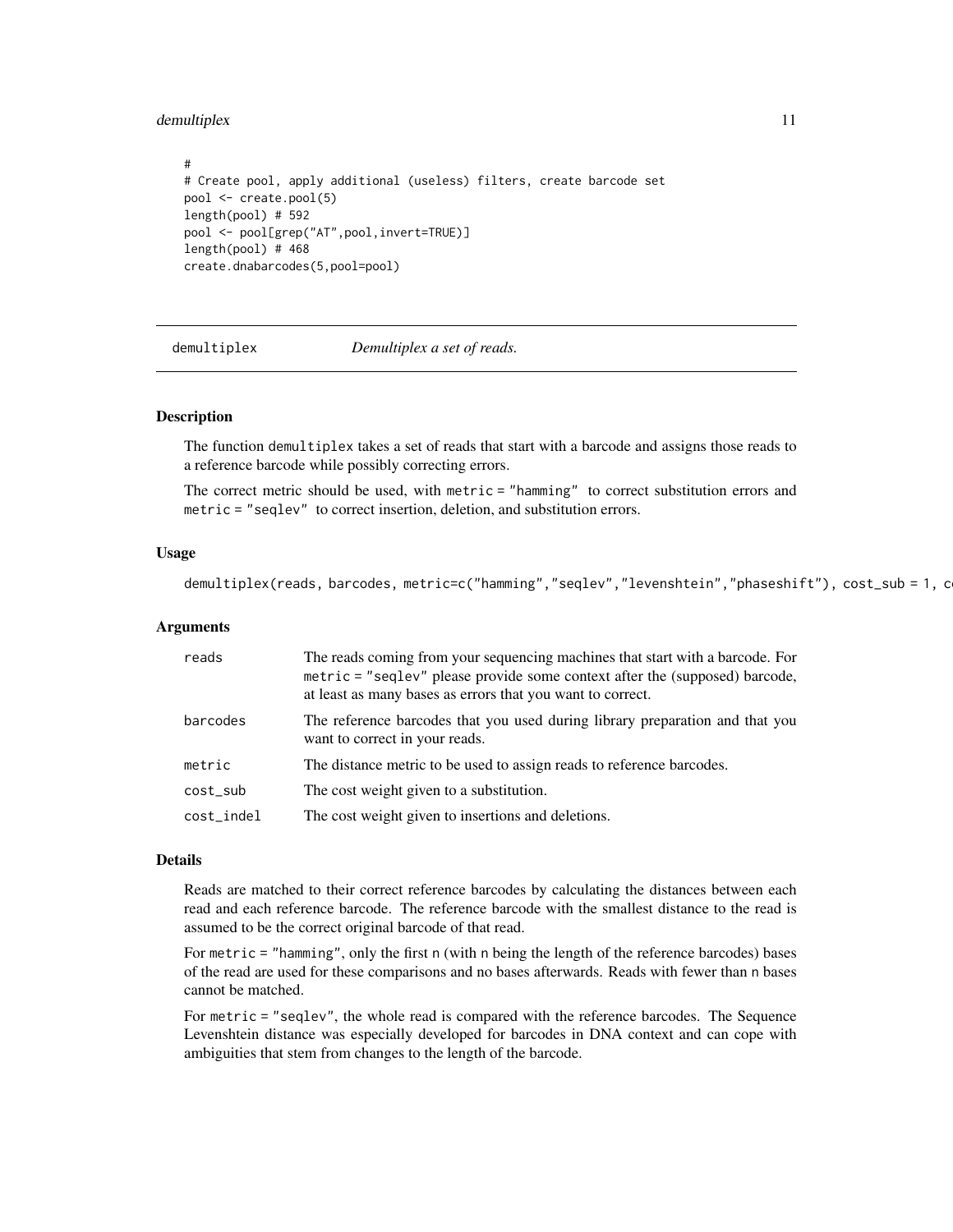```
#
# Create pool, apply additional (useless) filters, create barcode set
pool <- create.pool(5)
length(pool) # 592
pool <- pool[grep("AT",pool,invert=TRUE)]
length(pool) # 468
create.dnabarcodes(5,pool=pool)
```

---

## demultiplex *Demultiplex a set of reads.*

### Description

The function demultiplex takes a set of reads that start with a barcode and assigns those reads to a reference barcode while possibly correcting errors.

The correct metric should be used, with metric = "hamming" to correct substitution errors and metric = "seqlev" to correct insertion, deletion, and substitution errors.

### Usage

```
demultiplex(reads, barcodes, metric=c("hamming","seqlev","levenshtein","phaseshift"), cost_sub = 1, c
```

### Arguments

| | |
|---|---|
| reads | The reads coming from your sequencing machines that start with a barcode. For metric = "seqlev" please provide some context after the (supposed) barcode, at least as many bases as errors that you want to correct. |
| barcodes | The reference barcodes that you used during library preparation and that you want to correct in your reads. |
| metric | The distance metric to be used to assign reads to reference barcodes. |
| cost_sub | The cost weight given to a substitution. |
| cost_indel | The cost weight given to insertions and deletions. |

### Details

Reads are matched to their correct reference barcodes by calculating the distances between each read and each reference barcode. The reference barcode with the smallest distance to the read is assumed to be the correct original barcode of that read.

For metric = "hamming", only the first n (with n being the length of the reference barcodes) bases of the read are used for these comparisons and no bases afterwards. Reads with fewer than n bases cannot be matched.

For metric = "seqlev", the whole read is compared with the reference barcodes. The Sequence Levenshtein distance was especially developed for barcodes in DNA context and can cope with ambiguities that stem from changes to the length of the barcode.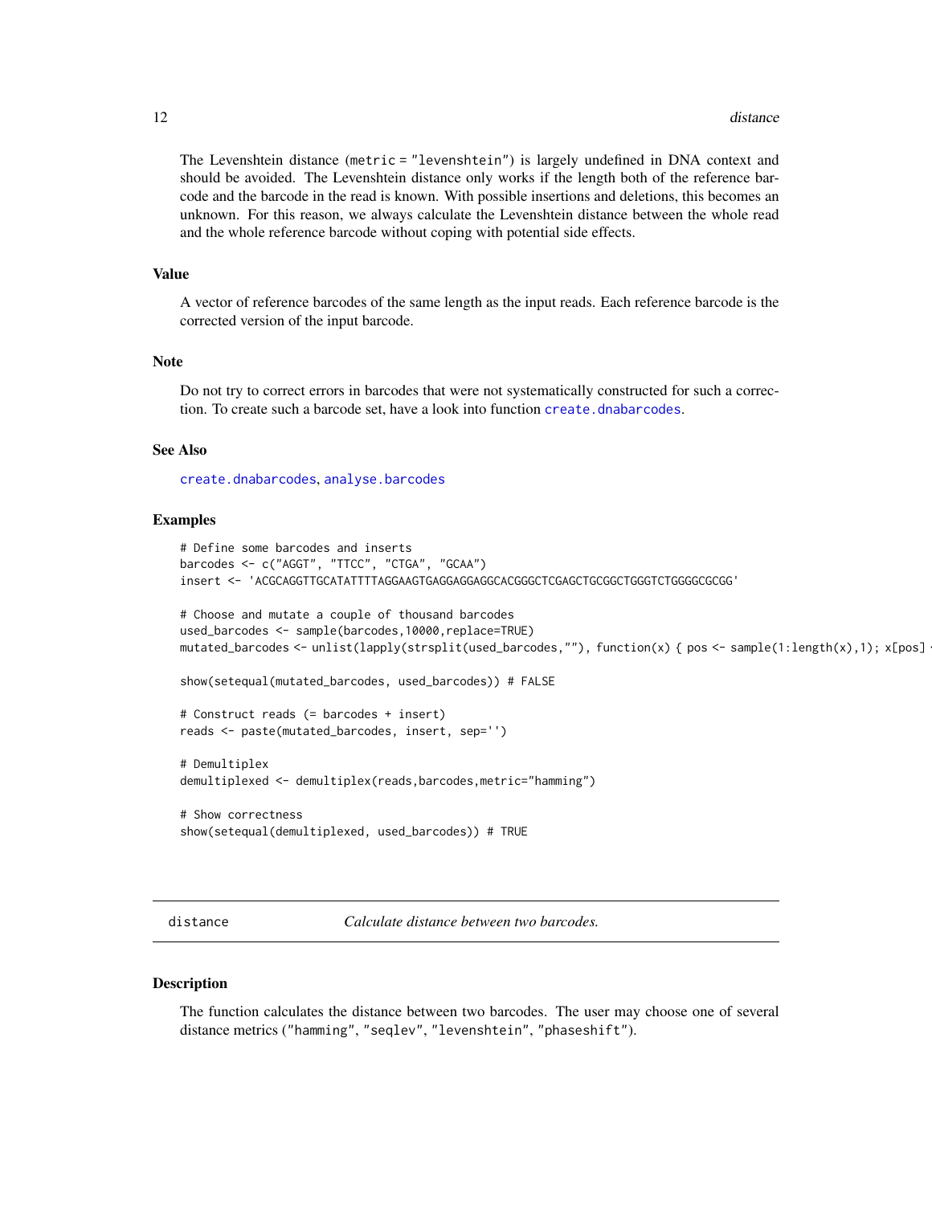The Levenshtein distance (`metric = "levenshtein"`) is largely undefined in DNA context and should be avoided. The Levenshtein distance only works if the length both of the reference barcode and the barcode in the read is known. With possible insertions and deletions, this becomes an unknown. For this reason, we always calculate the Levenshtein distance between the whole read and the whole reference barcode without coping with potential side effects.

### Value

A vector of reference barcodes of the same length as the input reads. Each reference barcode is the corrected version of the input barcode.

### Note

Do not try to correct errors in barcodes that were not systematically constructed for such a correction. To create such a barcode set, have a look into function `create.dnabarcodes`.

### See Also

`create.dnabarcodes`, `analyse.barcodes`

### Examples

```
# Define some barcodes and inserts
barcodes <- c("AGGT", "TTCC", "CTGA", "GCAA")
insert <- 'ACGCAGGTTGCATATTTTAGGAAGTGAGGAGGAGGCACGGGCTCGAGCTGCGGCTGGGTCTGGGGCGCGG'

# Choose and mutate a couple of thousand barcodes
used_barcodes <- sample(barcodes,10000,replace=TRUE)
mutated_barcodes <- unlist(lapply(strsplit(used_barcodes,""), function(x) { pos <- sample(1:length(x),1); x[pos]

show(setequal(mutated_barcodes, used_barcodes)) # FALSE

# Construct reads (= barcodes + insert)
reads <- paste(mutated_barcodes, insert, sep='')

# Demultiplex
demultiplexed <- demultiplex(reads,barcodes,metric="hamming")

# Show correctness
show(setequal(demultiplexed, used_barcodes)) # TRUE
```

---

## distance — *Calculate distance between two barcodes.*

### Description

The function calculates the distance between two barcodes. The user may choose one of several distance metrics (`"hamming"`, `"seqlev"`, `"levenshtein"`, `"phaseshift"`).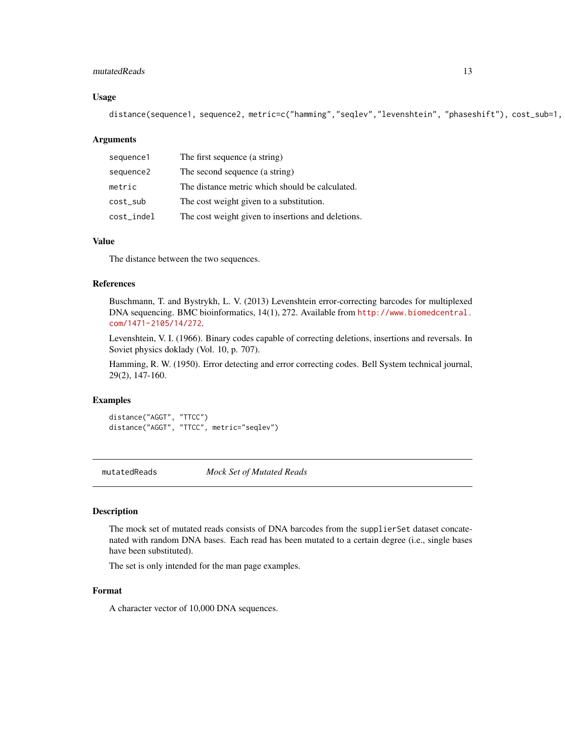### Usage

```
distance(sequence1, sequence2, metric=c("hamming","seqlev","levenshtein", "phaseshift"), cost_sub=1,
```

### Arguments

| | |
|---|---|
| sequence1 | The first sequence (a string) |
| sequence2 | The second sequence (a string) |
| metric | The distance metric which should be calculated. |
| cost_sub | The cost weight given to a substitution. |
| cost_indel | The cost weight given to insertions and deletions. |

### Value

The distance between the two sequences.

### References

Buschmann, T. and Bystrykh, L. V. (2013) Levenshtein error-correcting barcodes for multiplexed DNA sequencing. BMC bioinformatics, 14(1), 272. Available from http://www.biomedcentral.com/1471-2105/14/272.

Levenshtein, V. I. (1966). Binary codes capable of correcting deletions, insertions and reversals. In Soviet physics doklady (Vol. 10, p. 707).

Hamming, R. W. (1950). Error detecting and error correcting codes. Bell System technical journal, 29(2), 147-160.

### Examples

```
distance("AGGT", "TTCC")
distance("AGGT", "TTCC", metric="seqlev")
```

---

## mutatedReads — *Mock Set of Mutated Reads*

---

### Description

The mock set of mutated reads consists of DNA barcodes from the supplierSet dataset concatenated with random DNA bases. Each read has been mutated to a certain degree (i.e., single bases have been substituted).

The set is only intended for the man page examples.

### Format

A character vector of 10,000 DNA sequences.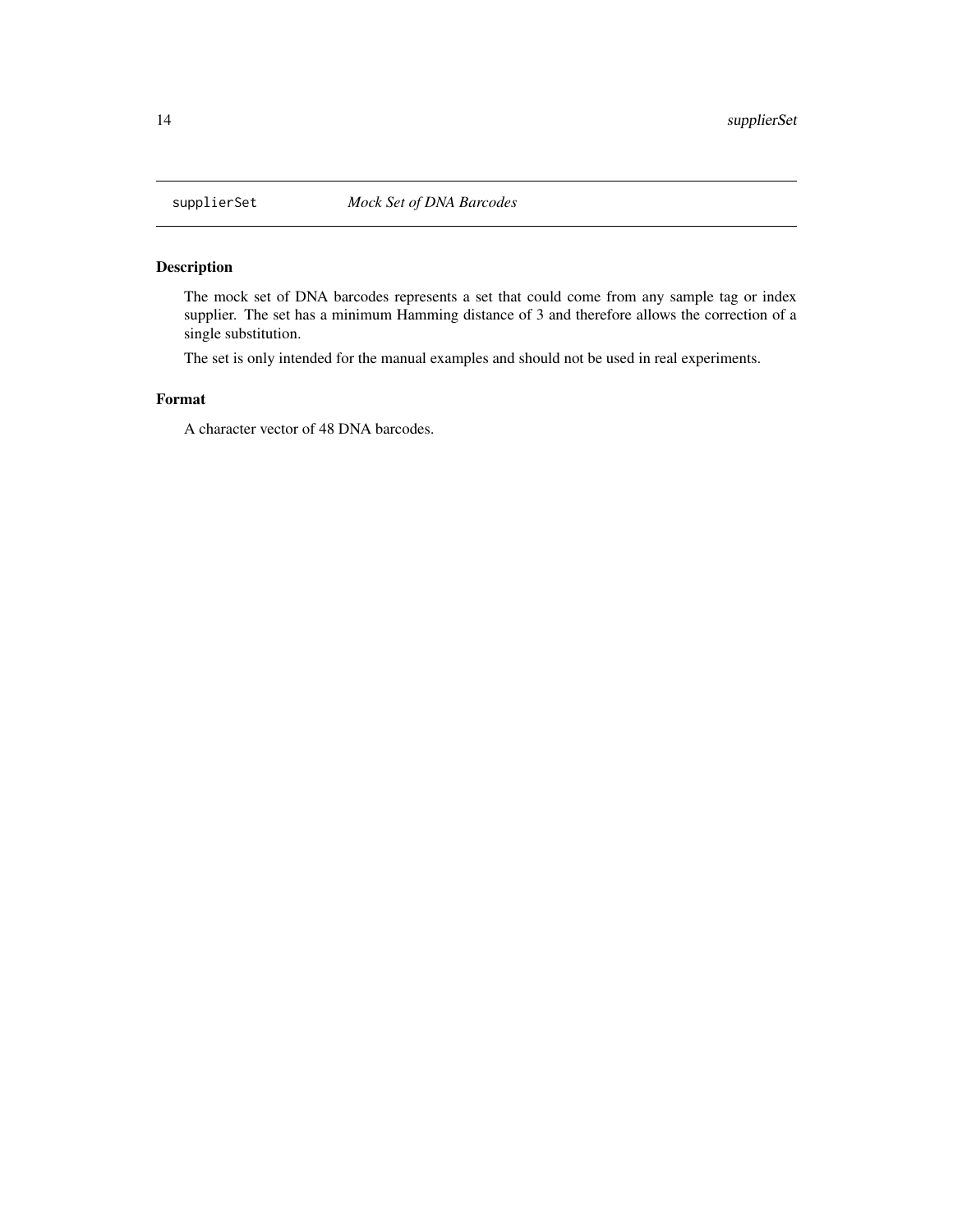supplierSet *Mock Set of DNA Barcodes*

## Description

The mock set of DNA barcodes represents a set that could come from any sample tag or index supplier. The set has a minimum Hamming distance of 3 and therefore allows the correction of a single substitution.

The set is only intended for the manual examples and should not be used in real experiments.

## Format

A character vector of 48 DNA barcodes.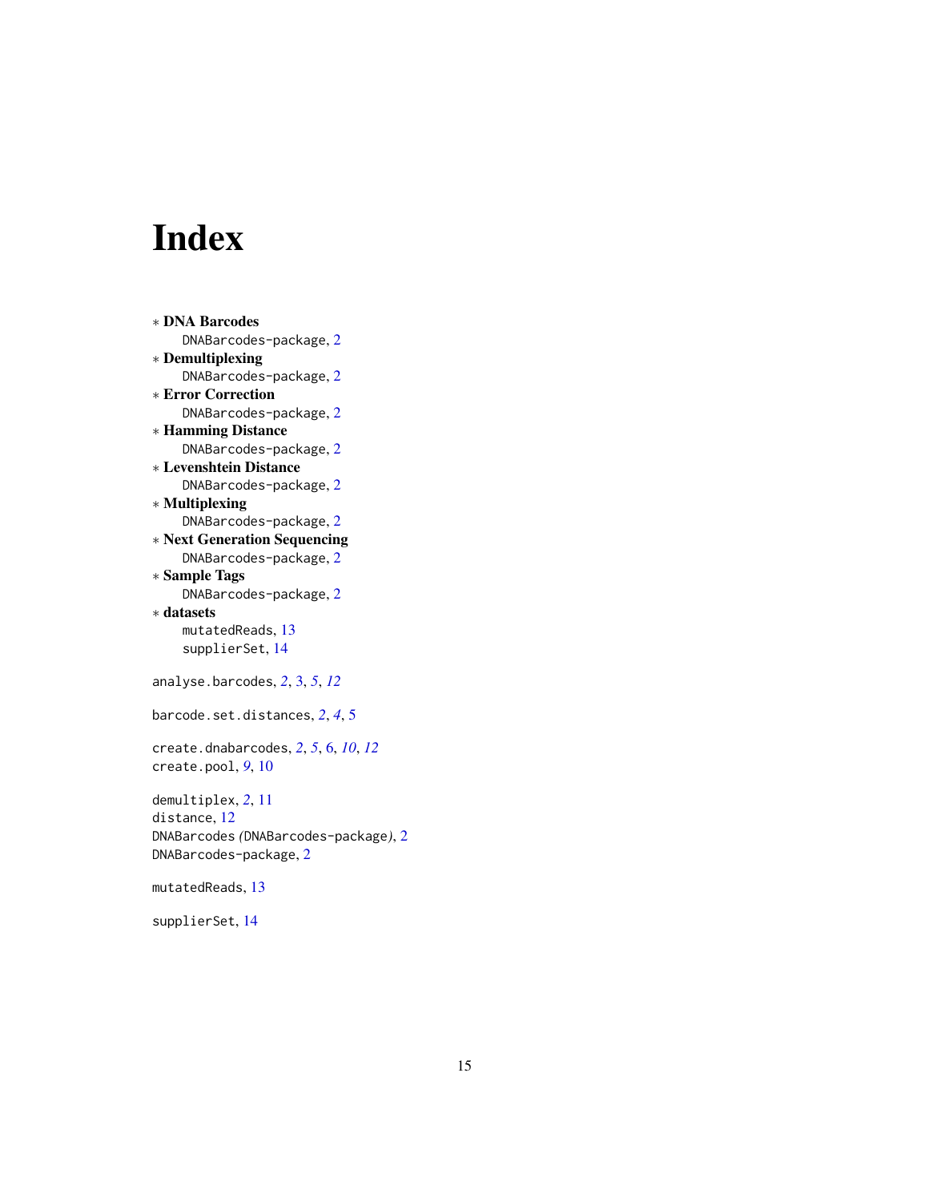# Index

* **DNA Barcodes**
  DNABarcodes-package, 2
* **Demultiplexing**
  DNABarcodes-package, 2
* **Error Correction**
  DNABarcodes-package, 2
* **Hamming Distance**
  DNABarcodes-package, 2
* **Levenshtein Distance**
  DNABarcodes-package, 2
* **Multiplexing**
  DNABarcodes-package, 2
* **Next Generation Sequencing**
  DNABarcodes-package, 2
* **Sample Tags**
  DNABarcodes-package, 2
* **datasets**
  mutatedReads, 13
  supplierSet, 14

analyse.barcodes, *2*, 3, *5*, *12*

barcode.set.distances, *2*, *4*, 5

create.dnabarcodes, *2*, *5*, 6, *10*, *12*
create.pool, *9*, 10

demultiplex, *2*, 11
distance, 12
DNABarcodes *(*DNABarcodes-package*)*, 2
DNABarcodes-package, 2

mutatedReads, 13

supplierSet, 14